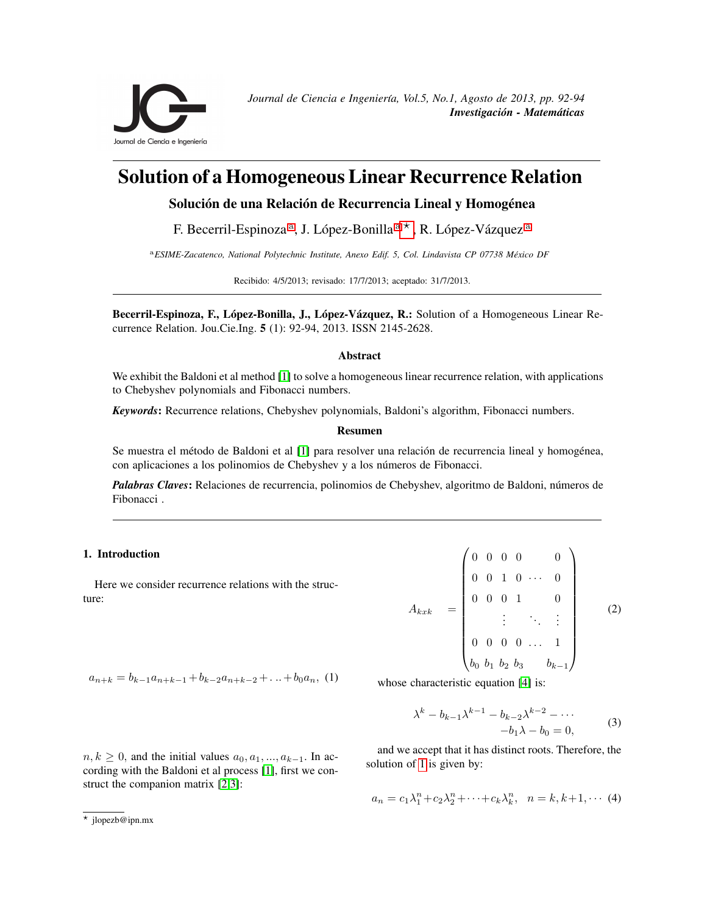# Solution of a Homogeneous Linear Recurrence Relation

## Solución de una Relación de Recurrencia Lineal y Homogénea

F. Becerril-Espinoza[a], J. López-Bonilla[a]*, R. López-Vázquez[a]

[a]*ESIME-Zacatenco, National Polytechnic Institute, Anexo Edif. 5, Col. Lindavista CP 07738 México DF*

Recibido: 4/5/2013; revisado: 17/7/2013; aceptado: 31/7/2013.

**Becerril-Espinoza, F., López-Bonilla, J., López-Vázquez, R.:** Solution of a Homogeneous Linear Recurrence Relation. Jou.Cie.Ing. **5** (1): 92-94, 2013. ISSN 2145-2628.

### Abstract

We exhibit the Baldoni et al method [1] to solve a homogeneous linear recurrence relation, with applications to Chebyshev polynomials and Fibonacci numbers.

***Keywords*:** Recurrence relations, Chebyshev polynomials, Baldoni's algorithm, Fibonacci numbers.

### Resumen

Se muestra el método de Baldoni et al [1] para resolver una relación de recurrencia lineal y homogénea, con aplicaciones a los polinomios de Chebyshev y a los números de Fibonacci.

***Palabras Claves*:** Relaciones de recurrencia, polinomios de Chebyshev, algoritmo de Baldoni, números de Fibonacci .

## 1. Introduction

Here we consider recurrence relations with the structure:

$$a_{n+k} = b_{k-1}a_{n+k-1} + b_{k-2}a_{n+k-2} + \ldots + b_0 a_n, \quad (1)$$

$n, k \geq 0$, and the initial values $a_0, a_1, ..., a_{k-1}$. In according with the Baldoni et al process [1], first we construct the companion matrix [2,3]:

$$A_{kxk} = \begin{pmatrix} 0 & 0 & 0 & 0 & & 0 \\ 0 & 0 & 1 & 0 & \cdots & 0 \\ 0 & 0 & 0 & 1 & & 0 \\ & & \vdots & & \ddots & \vdots \\ 0 & 0 & 0 & 0 & \ldots & 1 \\ b_0 & b_1 & b_2 & b_3 & & b_{k-1} \end{pmatrix} \quad (2)$$

whose characteristic equation [4] is:

$$\lambda^k - b_{k-1}\lambda^{k-1} - b_{k-2}\lambda^{k-2} - \cdots - b_1\lambda - b_0 = 0, \quad (3)$$

and we accept that it has distinct roots. Therefore, the solution of 1 is given by:

$$a_n = c_1\lambda_1^n + c_2\lambda_2^n + \cdots + c_k\lambda_k^n, \quad n = k, k+1, \cdots \quad (4)$$

* jlopezb@ipn.mx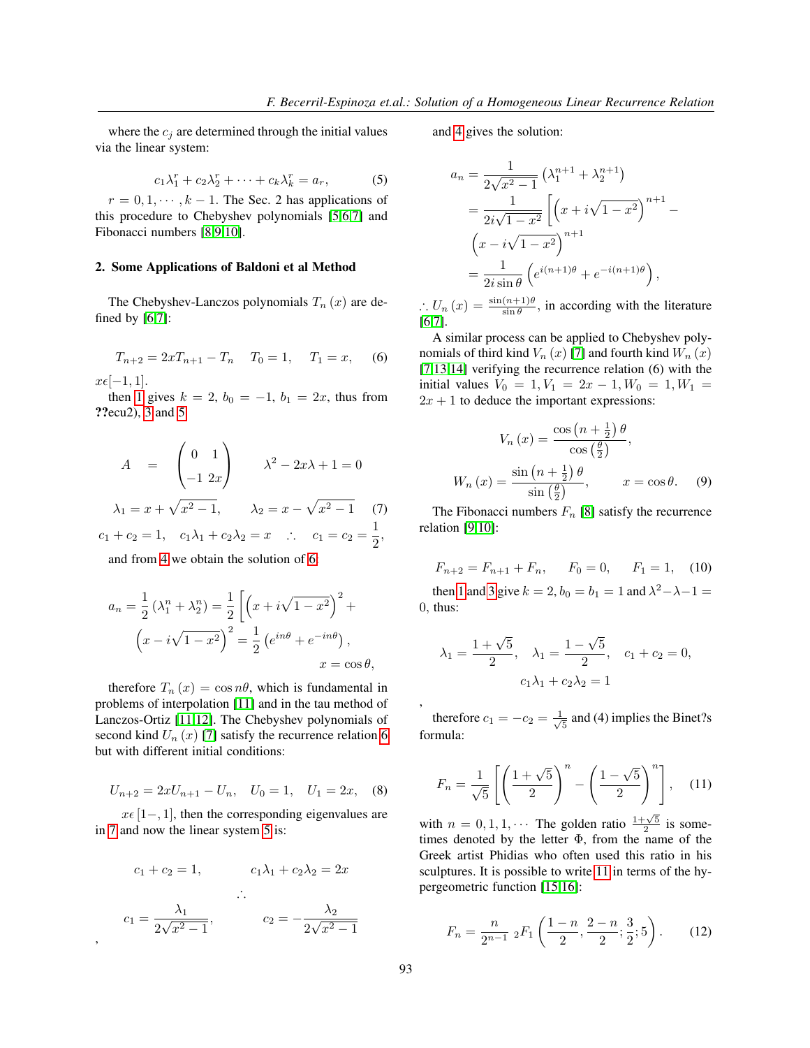where the $c_j$ are determined through the initial values via the linear system:

$$c_1\lambda_1^r + c_2\lambda_2^r + \cdots + c_k\lambda_k^r = a_r, \tag{5}$$

$r = 0, 1, \cdots, k-1$. The Sec. 2 has applications of this procedure to Chebyshev polynomials [5,6,7] and Fibonacci numbers [8,9,10].

## 2. Some Applications of Baldoni et al Method

The Chebyshev-Lanczos polynomials $T_n(x)$ are defined by [6,7]:

$$T_{n+2} = 2xT_{n+1} - T_n \quad T_0 = 1, \quad T_1 = x, \tag{6}$$

$x\epsilon[-1,1]$.

then 1 gives $k = 2$, $b_0 = -1$, $b_1 = 2x$, thus from ??ecu2), 3 and 5

$$A = \begin{pmatrix} 0 & 1 \\ -1 & 2x \end{pmatrix} \qquad \lambda^2 - 2x\lambda + 1 = 0$$

$$\lambda_1 = x + \sqrt{x^2-1}, \qquad \lambda_2 = x - \sqrt{x^2-1} \tag{7}$$

$$c_1 + c_2 = 1, \quad c_1\lambda_1 + c_2\lambda_2 = x \quad \therefore \quad c_1 = c_2 = \frac{1}{2},$$

and from 4 we obtain the solution of 6:

$$a_n = \frac{1}{2}\left(\lambda_1^n + \lambda_2^n\right) = \frac{1}{2}\left[\left(x + i\sqrt{1-x^2}\right)^2 + \left(x - i\sqrt{1-x^2}\right)^2 = \frac{1}{2}\left(e^{in\theta} + e^{-in\theta}\right),\right.$$

$$x = \cos\theta,$$

therefore $T_n(x) = \cos n\theta$, which is fundamental in problems of interpolation [11] and in the tau method of Lanczos-Ortiz [11,12]. The Chebyshev polynomials of second kind $U_n(x)$ [7] satisfy the recurrence relation 6 but with different initial conditions:

$$U_{n+2} = 2xU_{n+1} - U_n, \quad U_0 = 1, \quad U_1 = 2x, \tag{8}$$

$x\epsilon[1-,1]$, then the corresponding eigenvalues are in 7 and now the linear system 5 is:

$$c_1 + c_2 = 1, \qquad c_1\lambda_1 + c_2\lambda_2 = 2x$$

$$\therefore$$

$$c_1 = \frac{\lambda_1}{2\sqrt{x^2-1}}, \qquad c_2 = -\frac{\lambda_2}{2\sqrt{x^2-1}}$$

,

and 4 gives the solution:

$$a_n = \frac{1}{2\sqrt{x^2-1}}\left(\lambda_1^{n+1} + \lambda_2^{n+1}\right)$$

$$= \frac{1}{2i\sqrt{1-x^2}}\left[\left(x + i\sqrt{1-x^2}\right)^{n+1} - \left(x - i\sqrt{1-x^2}\right)^{n+1}\right.$$

$$= \frac{1}{2i\sin\theta}\left(e^{i(n+1)\theta} + e^{-i(n+1)\theta}\right),$$

$\therefore U_n(x) = \frac{\sin(n+1)\theta}{\sin\theta}$, in according with the literature [6,7].

A similar process can be applied to Chebyshev polynomials of third kind $V_n(x)$ [7] and fourth kind $W_n(x)$ [7,13,14] verifying the recurrence relation (6) with the initial values $V_0 = 1, V_1 = 2x-1, W_0 = 1, W_1 = 2x+1$ to deduce the important expressions:

$$V_n(x) = \frac{\cos\left(n+\frac{1}{2}\right)\theta}{\cos\left(\frac{\theta}{2}\right)},$$

$$W_n(x) = \frac{\sin\left(n+\frac{1}{2}\right)\theta}{\sin\left(\frac{\theta}{2}\right)}, \qquad x = \cos\theta. \tag{9}$$

The Fibonacci numbers $F_n$ [8] satisfy the recurrence relation [9,10]:

$$F_{n+2} = F_{n+1} + F_n, \qquad F_0 = 0, \qquad F_1 = 1, \tag{10}$$

then 1 and 3 give $k = 2$, $b_0 = b_1 = 1$ and $\lambda^2 - \lambda - 1 = 0$, thus:

$$\lambda_1 = \frac{1+\sqrt{5}}{2}, \quad \lambda_1 = \frac{1-\sqrt{5}}{2}, \quad c_1 + c_2 = 0,$$

$$c_1\lambda_1 + c_2\lambda_2 = 1$$

,

therefore $c_1 = -c_2 = \frac{1}{\sqrt{5}}$ and (4) implies the Binet?s formula:

$$F_n = \frac{1}{\sqrt{5}}\left[\left(\frac{1+\sqrt{5}}{2}\right)^n - \left(\frac{1-\sqrt{5}}{2}\right)^n\right], \tag{11}$$

with $n = 0, 1, 1, \cdots$ The golden ratio $\frac{1+\sqrt{5}}{2}$ is sometimes denoted by the letter $\Phi$, from the name of the Greek artist Phidias who often used this ratio in his sculptures. It is possible to write 11 in terms of the hypergeometric function [15,16]:

$$F_n = \frac{n}{2^{n-1}}\ {}_2F_1\left(\frac{1-n}{2}, \frac{2-n}{2}; \frac{3}{2}; 5\right). \tag{12}$$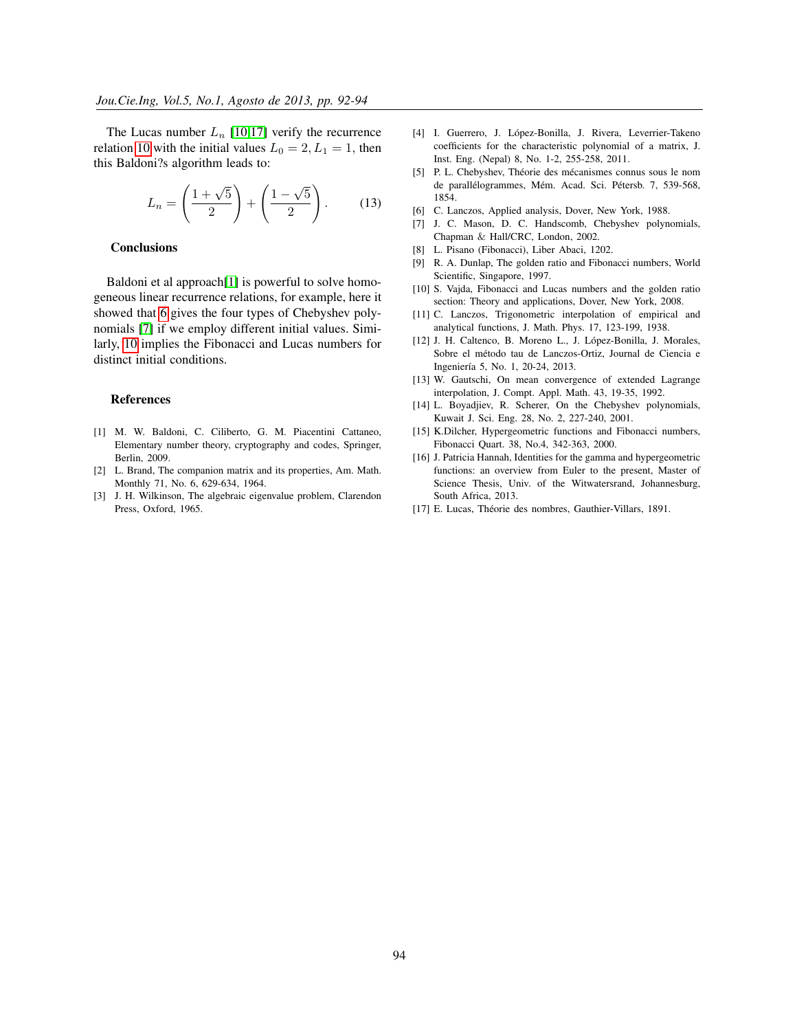The Lucas number $L_n$ [10,17] verify the recurrence relation 10 with the initial values $L_0 = 2, L_1 = 1$, then this Baldoni?s algorithm leads to:

$$L_n = \left(\frac{1+\sqrt{5}}{2}\right) + \left(\frac{1-\sqrt{5}}{2}\right). \qquad (13)$$

### Conclusions

Baldoni et al approach[1] is powerful to solve homogeneous linear recurrence relations, for example, here it showed that 6 gives the four types of Chebyshev polynomials [7] if we employ different initial values. Similarly, 10 implies the Fibonacci and Lucas numbers for distinct initial conditions.

### References

[1] M. W. Baldoni, C. Ciliberto, G. M. Piacentini Cattaneo, Elementary number theory, cryptography and codes, Springer, Berlin, 2009.

[2] L. Brand, The companion matrix and its properties, Am. Math. Monthly 71, No. 6, 629-634, 1964.

[3] J. H. Wilkinson, The algebraic eigenvalue problem, Clarendon Press, Oxford, 1965.

[4] I. Guerrero, J. López-Bonilla, J. Rivera, Leverrier-Takeno coefficients for the characteristic polynomial of a matrix, J. Inst. Eng. (Nepal) 8, No. 1-2, 255-258, 2011.

[5] P. L. Chebyshev, Théorie des mécanismes connus sous le nom de parallélogrammes, Mém. Acad. Sci. Pétersb. 7, 539-568, 1854.

[6] C. Lanczos, Applied analysis, Dover, New York, 1988.

[7] J. C. Mason, D. C. Handscomb, Chebyshev polynomials, Chapman & Hall/CRC, London, 2002.

[8] L. Pisano (Fibonacci), Liber Abaci, 1202.

[9] R. A. Dunlap, The golden ratio and Fibonacci numbers, World Scientific, Singapore, 1997.

[10] S. Vajda, Fibonacci and Lucas numbers and the golden ratio section: Theory and applications, Dover, New York, 2008.

[11] C. Lanczos, Trigonometric interpolation of empirical and analytical functions, J. Math. Phys. 17, 123-199, 1938.

[12] J. H. Caltenco, B. Moreno L., J. López-Bonilla, J. Morales, Sobre el método tau de Lanczos-Ortiz, Journal de Ciencia e Ingeniería 5, No. 1, 20-24, 2013.

[13] W. Gautschi, On mean convergence of extended Lagrange interpolation, J. Compt. Appl. Math. 43, 19-35, 1992.

[14] L. Boyadjiev, R. Scherer, On the Chebyshev polynomials, Kuwait J. Sci. Eng. 28, No. 2, 227-240, 2001.

[15] K.Dilcher, Hypergeometric functions and Fibonacci numbers, Fibonacci Quart. 38, No.4, 342-363, 2000.

[16] J. Patricia Hannah, Identities for the gamma and hypergeometric functions: an overview from Euler to the present, Master of Science Thesis, Univ. of the Witwatersrand, Johannesburg, South Africa, 2013.

[17] E. Lucas, Théorie des nombres, Gauthier-Villars, 1891.